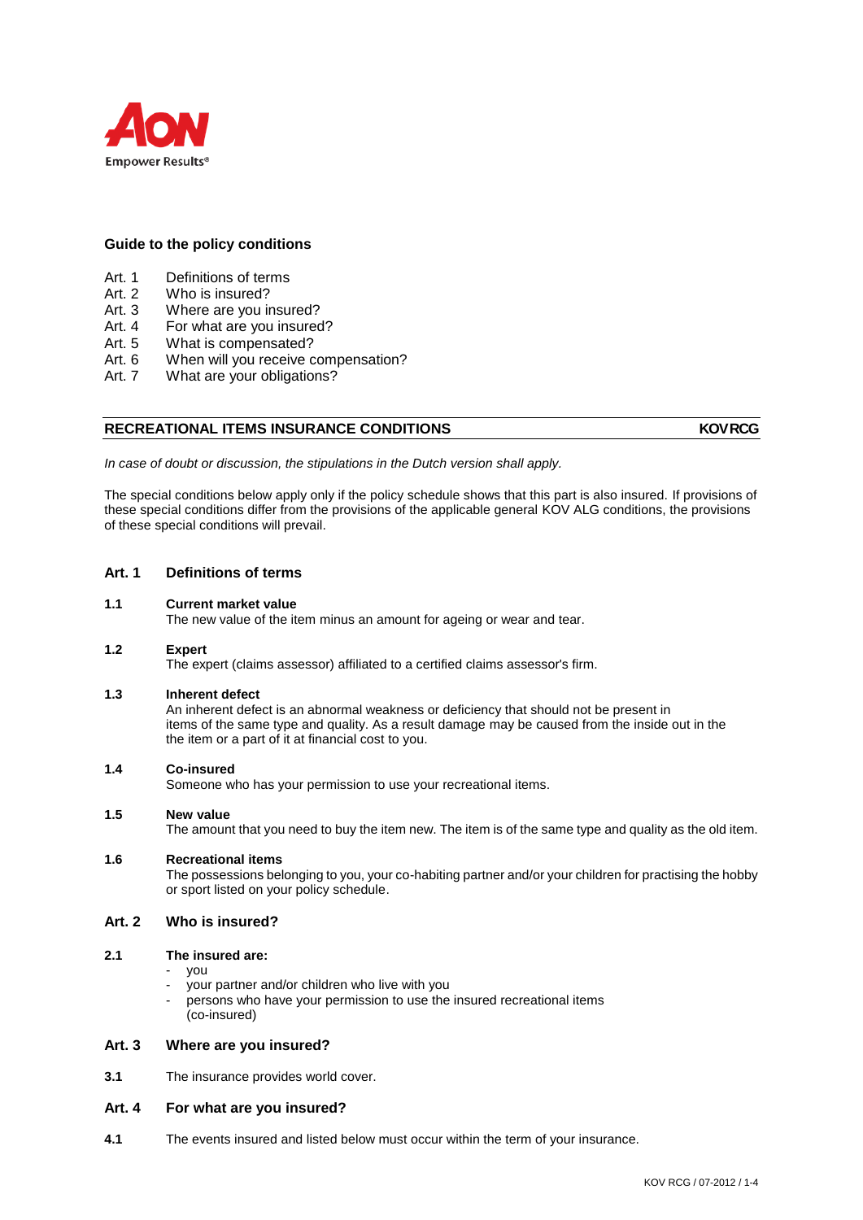AON

Empower Results®

## Guide to the policy conditions

- Art. 1 Definitions of terms
- Art. 2 Who is insured?
- Art. 3 Where are you insured?
- Art. 4 For what are you insured?
- Art. 5 What is compensated?
- Art. 6 When will you receive compensation?
- Art. 7 What are your obligations?

## RECREATIONAL ITEMS INSURANCE CONDITIONS — KOVRCG

*In case of doubt or discussion, the stipulations in the Dutch version shall apply.*

The special conditions below apply only if the policy schedule shows that this part is also insured. If provisions of these special conditions differ from the provisions of the applicable general KOV ALG conditions, the provisions of these special conditions will prevail.

### Art. 1 Definitions of terms

**1.1 Current market value**
The new value of the item minus an amount for ageing or wear and tear.

**1.2 Expert**
The expert (claims assessor) affiliated to a certified claims assessor's firm.

**1.3 Inherent defect**
An inherent defect is an abnormal weakness or deficiency that should not be present in items of the same type and quality. As a result damage may be caused from the inside out in the the item or a part of it at financial cost to you.

**1.4 Co-insured**
Someone who has your permission to use your recreational items.

**1.5 New value**
The amount that you need to buy the item new. The item is of the same type and quality as the old item.

**1.6 Recreational items**
The possessions belonging to you, your co-habiting partner and/or your children for practising the hobby or sport listed on your policy schedule.

### Art. 2 Who is insured?

**2.1 The insured are:**

- you
- your partner and/or children who live with you
- persons who have your permission to use the insured recreational items (co-insured)

### Art. 3 Where are you insured?

**3.1** The insurance provides world cover.

### Art. 4 For what are you insured?

**4.1** The events insured and listed below must occur within the term of your insurance.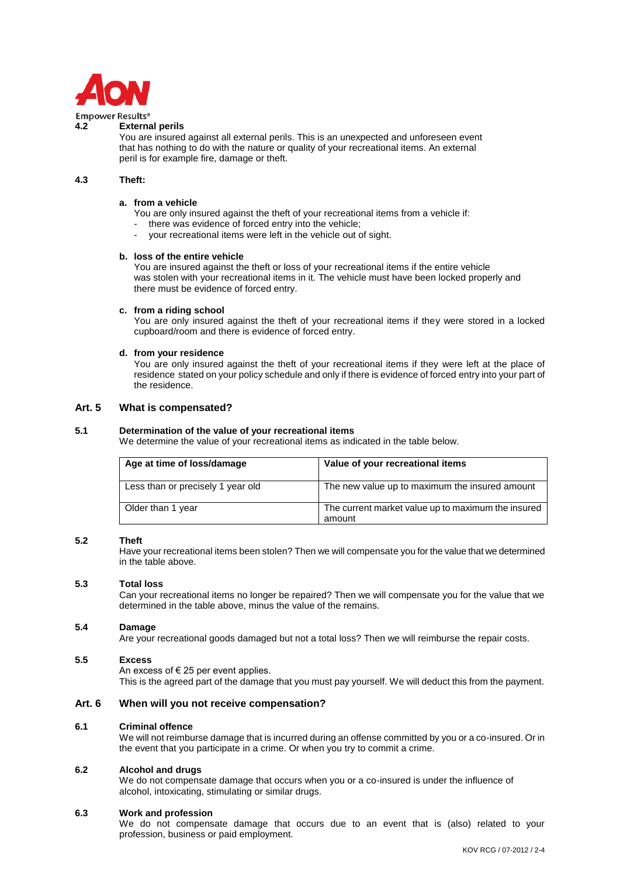### 4.2 External perils

You are insured against all external perils. This is an unexpected and unforeseen event that has nothing to do with the nature or quality of your recreational items. An external peril is for example fire, damage or theft.

### 4.3 Theft:

**a. from a vehicle**

You are only insured against the theft of your recreational items from a vehicle if:

- there was evidence of forced entry into the vehicle;
- your recreational items were left in the vehicle out of sight.

**b. loss of the entire vehicle**

You are insured against the theft or loss of your recreational items if the entire vehicle was stolen with your recreational items in it. The vehicle must have been locked properly and there must be evidence of forced entry.

**c. from a riding school**

You are only insured against the theft of your recreational items if they were stored in a locked cupboard/room and there is evidence of forced entry.

**d. from your residence**

You are only insured against the theft of your recreational items if they were left at the place of residence stated on your policy schedule and only if there is evidence of forced entry into your part of the residence.

## Art. 5 What is compensated?

### 5.1 Determination of the value of your recreational items

We determine the value of your recreational items as indicated in the table below.

| Age at time of loss/damage | Value of your recreational items |
|---|---|
| Less than or precisely 1 year old | The new value up to maximum the insured amount |
| Older than 1 year | The current market value up to maximum the insured amount |

### 5.2 Theft

Have your recreational items been stolen? Then we will compensate you for the value that we determined in the table above.

### 5.3 Total loss

Can your recreational items no longer be repaired? Then we will compensate you for the value that we determined in the table above, minus the value of the remains.

### 5.4 Damage

Are your recreational goods damaged but not a total loss? Then we will reimburse the repair costs.

### 5.5 Excess

An excess of € 25 per event applies.
This is the agreed part of the damage that you must pay yourself. We will deduct this from the payment.

## Art. 6 When will you not receive compensation?

### 6.1 Criminal offence

We will not reimburse damage that is incurred during an offense committed by you or a co-insured. Or in the event that you participate in a crime. Or when you try to commit a crime.

### 6.2 Alcohol and drugs

We do not compensate damage that occurs when you or a co-insured is under the influence of alcohol, intoxicating, stimulating or similar drugs.

### 6.3 Work and profession

We do not compensate damage that occurs due to an event that is (also) related to your profession, business or paid employment.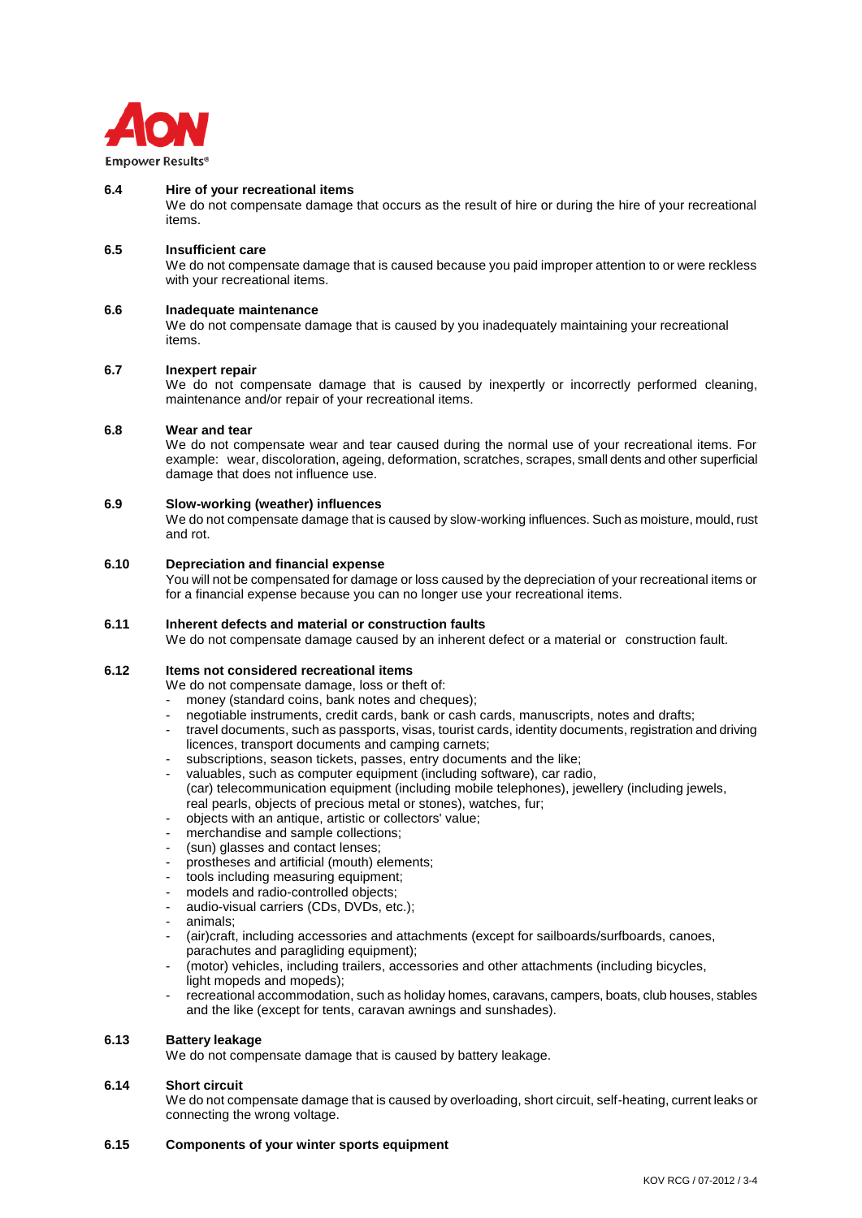### 6.4 Hire of your recreational items

We do not compensate damage that occurs as the result of hire or during the hire of your recreational items.

### 6.5 Insufficient care

We do not compensate damage that is caused because you paid improper attention to or were reckless with your recreational items.

### 6.6 Inadequate maintenance

We do not compensate damage that is caused by you inadequately maintaining your recreational items.

### 6.7 Inexpert repair

We do not compensate damage that is caused by inexpertly or incorrectly performed cleaning, maintenance and/or repair of your recreational items.

### 6.8 Wear and tear

We do not compensate wear and tear caused during the normal use of your recreational items. For example: wear, discoloration, ageing, deformation, scratches, scrapes, small dents and other superficial damage that does not influence use.

### 6.9 Slow-working (weather) influences

We do not compensate damage that is caused by slow-working influences. Such as moisture, mould, rust and rot.

### 6.10 Depreciation and financial expense

You will not be compensated for damage or loss caused by the depreciation of your recreational items or for a financial expense because you can no longer use your recreational items.

### 6.11 Inherent defects and material or construction faults

We do not compensate damage caused by an inherent defect or a material or construction fault.

### 6.12 Items not considered recreational items

We do not compensate damage, loss or theft of:

- money (standard coins, bank notes and cheques);
- negotiable instruments, credit cards, bank or cash cards, manuscripts, notes and drafts;
- travel documents, such as passports, visas, tourist cards, identity documents, registration and driving licences, transport documents and camping carnets;
- subscriptions, season tickets, passes, entry documents and the like;
- valuables, such as computer equipment (including software), car radio, (car) telecommunication equipment (including mobile telephones), jewellery (including jewels, real pearls, objects of precious metal or stones), watches, fur;
- objects with an antique, artistic or collectors' value;
- merchandise and sample collections;
- (sun) glasses and contact lenses;
- prostheses and artificial (mouth) elements;
- tools including measuring equipment;
- models and radio-controlled objects;
- audio-visual carriers (CDs, DVDs, etc.);
- animals;
- (air)craft, including accessories and attachments (except for sailboards/surfboards, canoes, parachutes and paragliding equipment);
- (motor) vehicles, including trailers, accessories and other attachments (including bicycles, light mopeds and mopeds);
- recreational accommodation, such as holiday homes, caravans, campers, boats, club houses, stables and the like (except for tents, caravan awnings and sunshades).

### 6.13 Battery leakage

We do not compensate damage that is caused by battery leakage.

### 6.14 Short circuit

We do not compensate damage that is caused by overloading, short circuit, self-heating, current leaks or connecting the wrong voltage.

### 6.15 Components of your winter sports equipment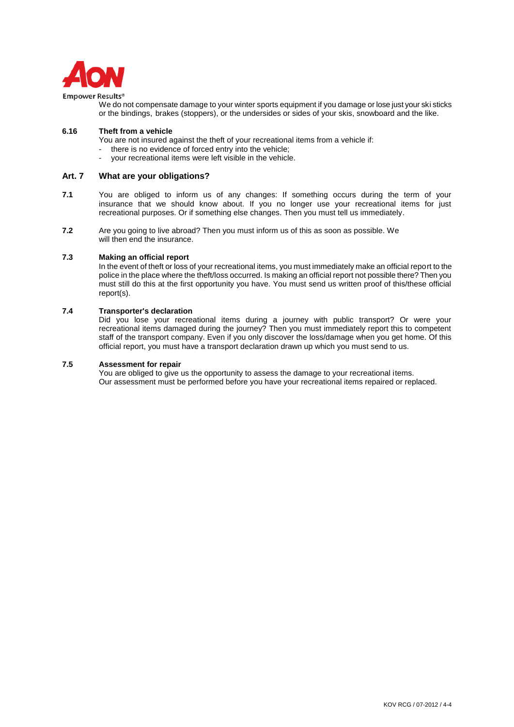We do not compensate damage to your winter sports equipment if you damage or lose just your ski sticks or the bindings, brakes (stoppers), or the undersides or sides of your skis, snowboard and the like.

**6.16 Theft from a vehicle**

You are not insured against the theft of your recreational items from a vehicle if:

- there is no evidence of forced entry into the vehicle;
- your recreational items were left visible in the vehicle.

## Art. 7 What are your obligations?

**7.1** You are obliged to inform us of any changes: If something occurs during the term of your insurance that we should know about. If you no longer use your recreational items for just recreational purposes. Or if something else changes. Then you must tell us immediately.

**7.2** Are you going to live abroad? Then you must inform us of this as soon as possible. We will then end the insurance.

**7.3 Making an official report**

In the event of theft or loss of your recreational items, you must immediately make an official report to the police in the place where the theft/loss occurred. Is making an official report not possible there? Then you must still do this at the first opportunity you have. You must send us written proof of this/these official report(s).

**7.4 Transporter's declaration**

Did you lose your recreational items during a journey with public transport? Or were your recreational items damaged during the journey? Then you must immediately report this to competent staff of the transport company. Even if you only discover the loss/damage when you get home. Of this official report, you must have a transport declaration drawn up which you must send to us.

**7.5 Assessment for repair**

You are obliged to give us the opportunity to assess the damage to your recreational items. Our assessment must be performed before you have your recreational items repaired or replaced.